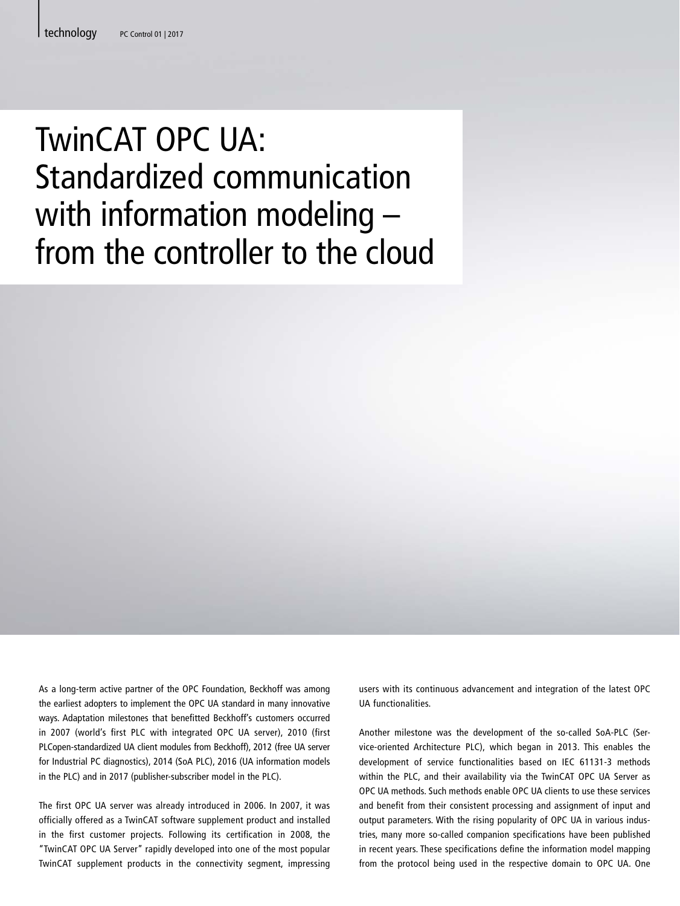# TwinCAT OPC UA: Standardized communication with information modeling – from the controller to the cloud

As a long-term active partner of the OPC Foundation, Beckhoff was among the earliest adopters to implement the OPC UA standard in many innovative ways. Adaptation milestones that benefitted Beckhoff's customers occurred in 2007 (world's first PLC with integrated OPC UA server), 2010 (first PLCopen-standardized UA client modules from Beckhoff), 2012 (free UA server for Industrial PC diagnostics), 2014 (SoA PLC), 2016 (UA information models in the PLC) and in 2017 (publisher-subscriber model in the PLC).

The first OPC UA server was already introduced in 2006. In 2007, it was officially offered as a TwinCAT software supplement product and installed in the first customer projects. Following its certification in 2008, the "TwinCAT OPC UA Server" rapidly developed into one of the most popular TwinCAT supplement products in the connectivity segment, impressing users with its continuous advancement and integration of the latest OPC UA functionalities.

Another milestone was the development of the so-called SoA-PLC (Service-oriented Architecture PLC), which began in 2013. This enables the development of service functionalities based on IEC 61131-3 methods within the PLC, and their availability via the TwinCAT OPC UA Server as OPC UA methods. Such methods enable OPC UA clients to use these services and benefit from their consistent processing and assignment of input and output parameters. With the rising popularity of OPC UA in various industries, many more so-called companion specifications have been published in recent years. These specifications define the information model mapping from the protocol being used in the respective domain to OPC UA. One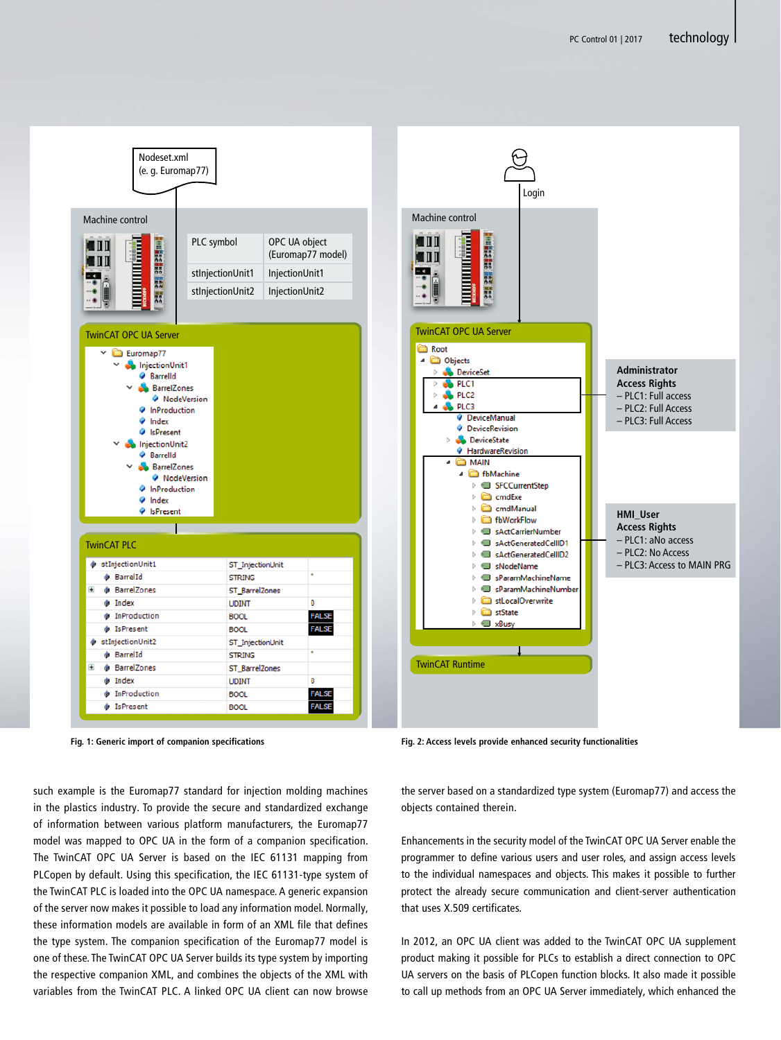Fig. 1: Generic import of companion specifications

Fig. 2: Access levels provide enhanced security functionalities

such example is the Euromap77 standard for injection molding machines in the plastics industry. To provide the secure and standardized exchange of information between various platform manufacturers, the Euromap77 model was mapped to OPC UA in the form of a companion specification. The TwinCAT OPC UA Server is based on the IEC 61131 mapping from PLCopen by default. Using this specification, the IEC 61131-type system of the TwinCAT PLC is loaded into the OPC UA namespace. A generic expansion of the server now makes it possible to load any information model. Normally, these information models are available in form of an XML file that defines the type system. The companion specification of the Euromap77 model is one of these. The TwinCAT OPC UA Server builds its type system by importing the respective companion XML, and combines the objects of the XML with variables from the TwinCAT PLC. A linked OPC UA client can now browse the server based on a standardized type system (Euromap77) and access the objects contained therein.

Enhancements in the security model of the TwinCAT OPC UA Server enable the programmer to define various users and user roles, and assign access levels to the individual namespaces and objects. This makes it possible to further protect the already secure communication and client-server authentication that uses X.509 certificates.

In 2012, an OPC UA client was added to the TwinCAT OPC UA supplement product making it possible for PLCs to establish a direct connection to OPC UA servers on the basis of PLCopen function blocks. It also made it possible to call up methods from an OPC UA Server immediately, which enhanced the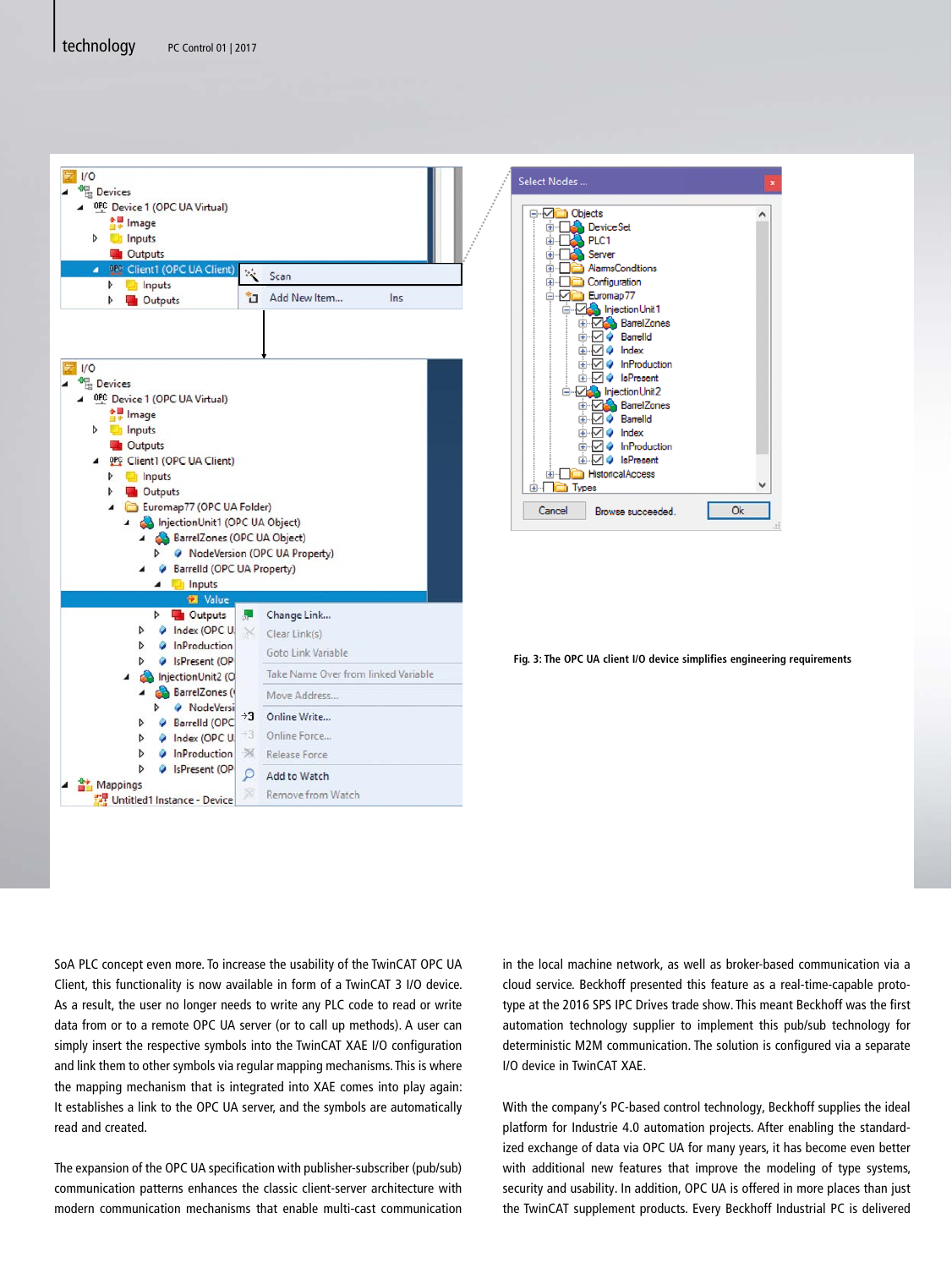Fig. 3: The OPC UA client I/O device simplifies engineering requirements

SoA PLC concept even more. To increase the usability of the TwinCAT OPC UA Client, this functionality is now available in form of a TwinCAT 3 I/O device. As a result, the user no longer needs to write any PLC code to read or write data from or to a remote OPC UA server (or to call up methods). A user can simply insert the respective symbols into the TwinCAT XAE I/O configuration and link them to other symbols via regular mapping mechanisms. This is where the mapping mechanism that is integrated into XAE comes into play again: It establishes a link to the OPC UA server, and the symbols are automatically read and created.

The expansion of the OPC UA specification with publisher-subscriber (pub/sub) communication patterns enhances the classic client-server architecture with modern communication mechanisms that enable multi-cast communication in the local machine network, as well as broker-based communication via a cloud service. Beckhoff presented this feature as a real-time-capable prototype at the 2016 SPS IPC Drives trade show. This meant Beckhoff was the first automation technology supplier to implement this pub/sub technology for deterministic M2M communication. The solution is configured via a separate I/O device in TwinCAT XAE.

With the company's PC-based control technology, Beckhoff supplies the ideal platform for Industrie 4.0 automation projects. After enabling the standardized exchange of data via OPC UA for many years, it has become even better with additional new features that improve the modeling of type systems, security and usability. In addition, OPC UA is offered in more places than just the TwinCAT supplement products. Every Beckhoff Industrial PC is delivered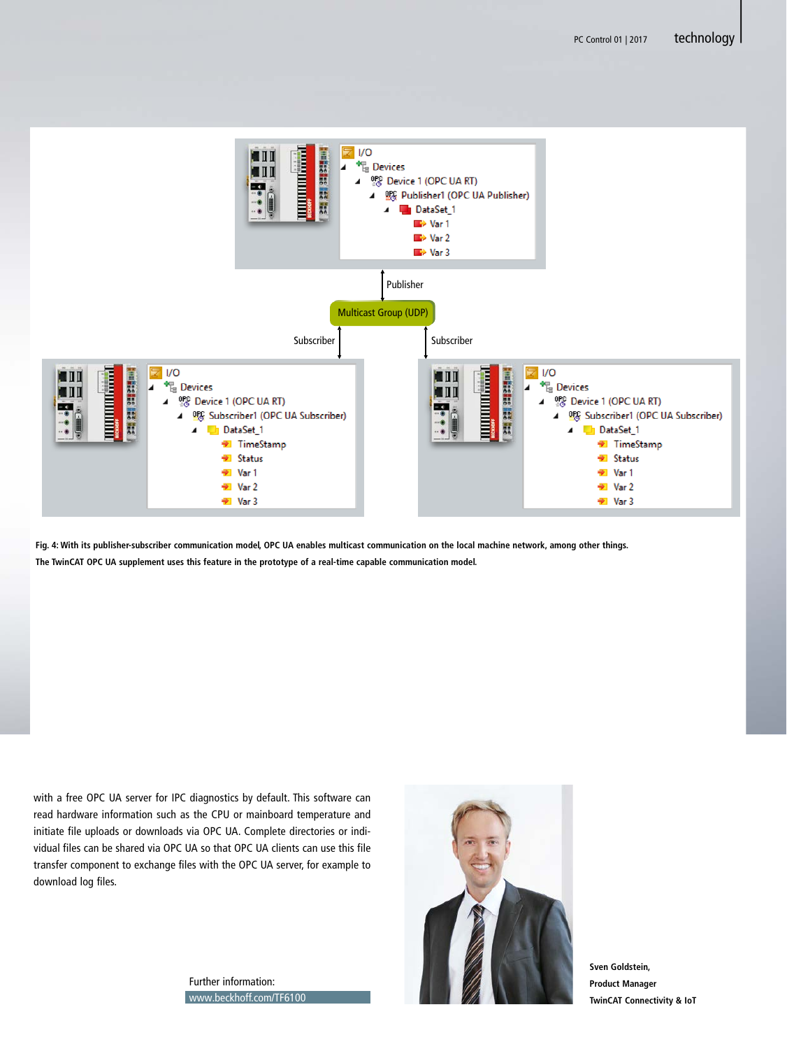I/O
Devices
Device 1 (OPC UA RT)
Publisher1 (OPC UA Publisher)
DataSet_1
Var 1
Var 2
Var 3

Publisher

Multicast Group (UDP)

Subscriber

Subscriber

I/O
Devices
Device 1 (OPC UA RT)
Subscriber1 (OPC UA Subscriber)
DataSet_1
TimeStamp
Status
Var 1
Var 2
Var 3

I/O
Devices
Device 1 (OPC UA RT)
Subscriber1 (OPC UA Subscriber)
DataSet_1
TimeStamp
Status
Var 1
Var 2
Var 3

**Fig. 4: With its publisher-subscriber communication model, OPC UA enables multicast communication on the local machine network, among other things. The TwinCAT OPC UA supplement uses this feature in the prototype of a real-time capable communication model.**

with a free OPC UA server for IPC diagnostics by default. This software can read hardware information such as the CPU or mainboard temperature and initiate file uploads or downloads via OPC UA. Complete directories or individual files can be shared via OPC UA so that OPC UA clients can use this file transfer component to exchange files with the OPC UA server, for example to download log files.

Further information:
www.beckhoff.com/TF6100

**Sven Goldstein,**
**Product Manager**
**TwinCAT Connectivity & IoT**